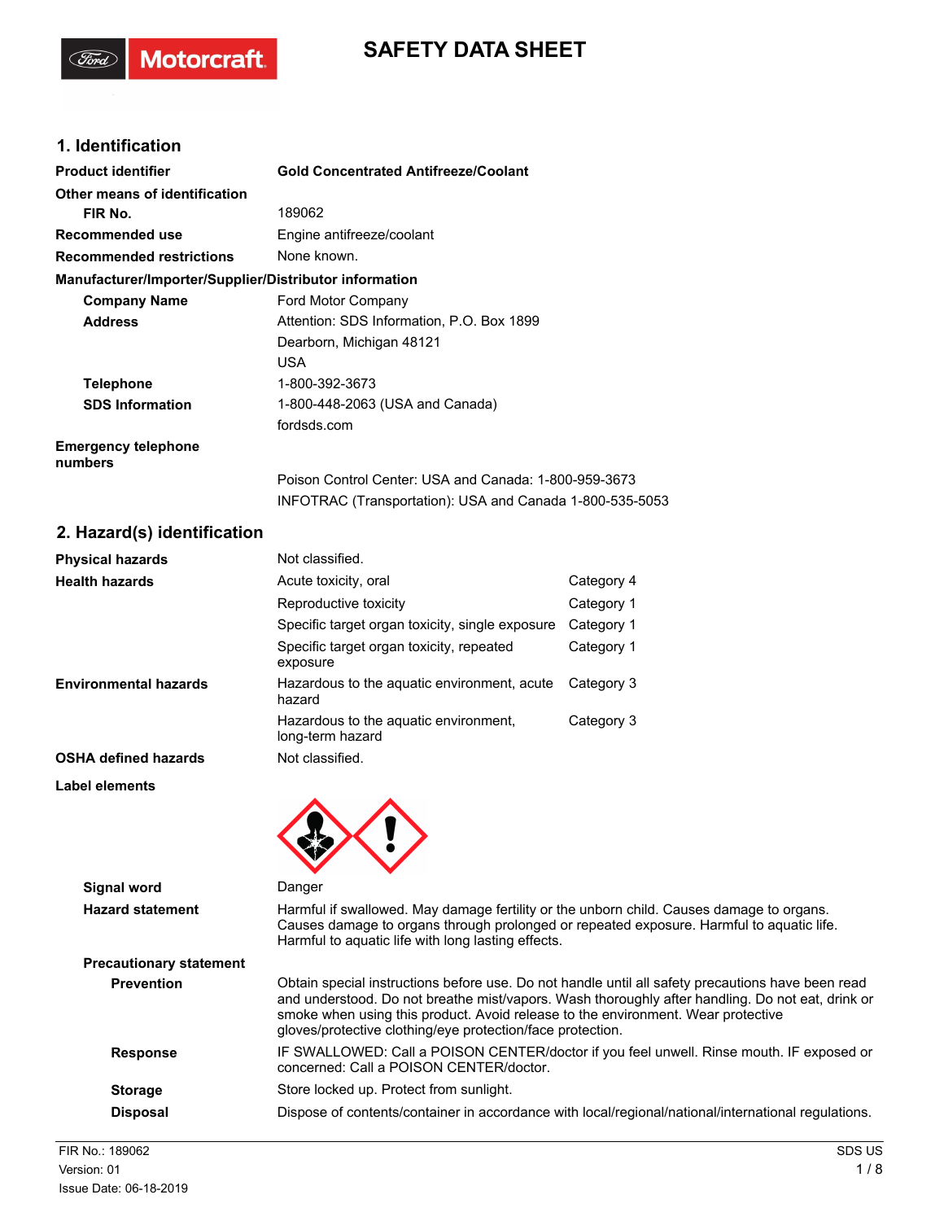# SAFETY DATA SHEET

## 1. Identification

| | |
|---|---|
| **Product identifier** | **Gold Concentrated Antifreeze/Coolant** |
| **Other means of identification** | |
| **FIR No.** | 189062 |
| **Recommended use** | Engine antifreeze/coolant |
| **Recommended restrictions** | None known. |

**Manufacturer/Importer/Supplier/Distributor information**

| | |
|---|---|
| **Company Name** | Ford Motor Company |
| **Address** | Attention: SDS Information, P.O. Box 1899<br>Dearborn, Michigan 48121<br>USA |
| **Telephone** | 1-800-392-3673 |
| **SDS Information** | 1-800-448-2063 (USA and Canada)<br>fordsds.com |
| **Emergency telephone numbers** | Poison Control Center: USA and Canada: 1-800-959-3673<br>INFOTRAC (Transportation): USA and Canada 1-800-535-5053 |

## 2. Hazard(s) identification

| | | |
|---|---|---|
| **Physical hazards** | Not classified. | |
| **Health hazards** | Acute toxicity, oral | Category 4 |
| | Reproductive toxicity | Category 1 |
| | Specific target organ toxicity, single exposure | Category 1 |
| | Specific target organ toxicity, repeated exposure | Category 1 |
| **Environmental hazards** | Hazardous to the aquatic environment, acute hazard | Category 3 |
| | Hazardous to the aquatic environment, long-term hazard | Category 3 |
| **OSHA defined hazards** | Not classified. | |

**Label elements**

| | |
|---|---|
| **Signal word** | Danger |
| **Hazard statement** | Harmful if swallowed. May damage fertility or the unborn child. Causes damage to organs. Causes damage to organs through prolonged or repeated exposure. Harmful to aquatic life. Harmful to aquatic life with long lasting effects. |

**Precautionary statement**

| | |
|---|---|
| **Prevention** | Obtain special instructions before use. Do not handle until all safety precautions have been read and understood. Do not breathe mist/vapors. Wash thoroughly after handling. Do not eat, drink or smoke when using this product. Avoid release to the environment. Wear protective gloves/protective clothing/eye protection/face protection. |
| **Response** | IF SWALLOWED: Call a POISON CENTER/doctor if you feel unwell. Rinse mouth. IF exposed or concerned: Call a POISON CENTER/doctor. |
| **Storage** | Store locked up. Protect from sunlight. |
| **Disposal** | Dispose of contents/container in accordance with local/regional/national/international regulations. |

FIR No.: 189062
Version: 01
Issue Date: 06-18-2019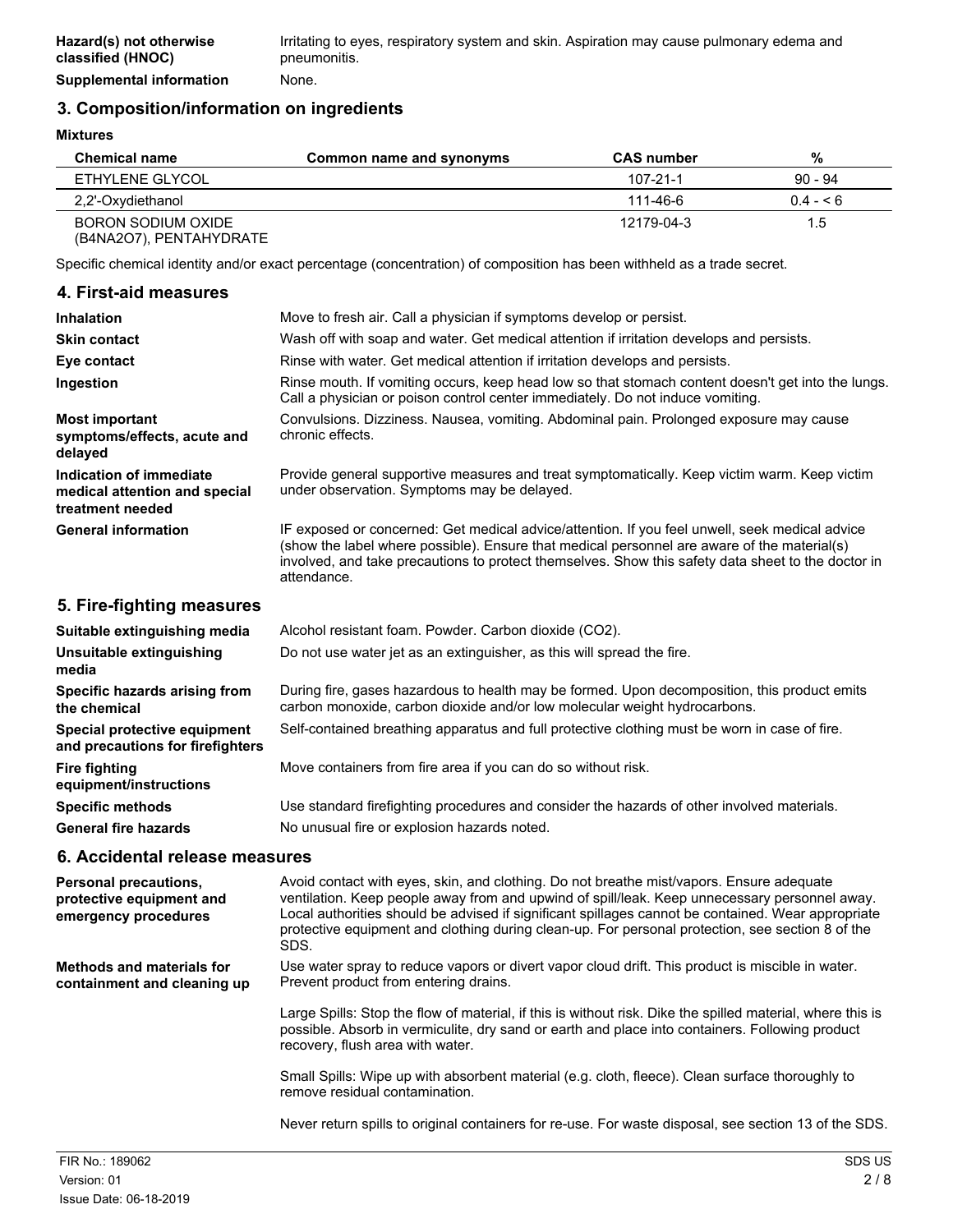| | |
|---|---|
| **Hazard(s) not otherwise classified (HNOC)** | Irritating to eyes, respiratory system and skin. Aspiration may cause pulmonary edema and pneumonitis. |
| **Supplemental information** | None. |

## 3. Composition/information on ingredients

**Mixtures**

| Chemical name | Common name and synonyms | CAS number | % |
|---|---|---|---|
| ETHYLENE GLYCOL | | 107-21-1 | 90 - 94 |
| 2,2'-Oxydiethanol | | 111-46-6 | 0.4 - < 6 |
| BORON SODIUM OXIDE (B4NA2O7), PENTAHYDRATE | | 12179-04-3 | 1.5 |

Specific chemical identity and/or exact percentage (concentration) of composition has been withheld as a trade secret.

## 4. First-aid measures

| | |
|---|---|
| **Inhalation** | Move to fresh air. Call a physician if symptoms develop or persist. |
| **Skin contact** | Wash off with soap and water. Get medical attention if irritation develops and persists. |
| **Eye contact** | Rinse with water. Get medical attention if irritation develops and persists. |
| **Ingestion** | Rinse mouth. If vomiting occurs, keep head low so that stomach content doesn't get into the lungs. Call a physician or poison control center immediately. Do not induce vomiting. |
| **Most important symptoms/effects, acute and delayed** | Convulsions. Dizziness. Nausea, vomiting. Abdominal pain. Prolonged exposure may cause chronic effects. |
| **Indication of immediate medical attention and special treatment needed** | Provide general supportive measures and treat symptomatically. Keep victim warm. Keep victim under observation. Symptoms may be delayed. |
| **General information** | IF exposed or concerned: Get medical advice/attention. If you feel unwell, seek medical advice (show the label where possible). Ensure that medical personnel are aware of the material(s) involved, and take precautions to protect themselves. Show this safety data sheet to the doctor in attendance. |

## 5. Fire-fighting measures

| | |
|---|---|
| **Suitable extinguishing media** | Alcohol resistant foam. Powder. Carbon dioxide ($CO_2$). |
| **Unsuitable extinguishing media** | Do not use water jet as an extinguisher, as this will spread the fire. |
| **Specific hazards arising from the chemical** | During fire, gases hazardous to health may be formed. Upon decomposition, this product emits carbon monoxide, carbon dioxide and/or low molecular weight hydrocarbons. |
| **Special protective equipment and precautions for firefighters** | Self-contained breathing apparatus and full protective clothing must be worn in case of fire. |
| **Fire fighting equipment/instructions** | Move containers from fire area if you can do so without risk. |
| **Specific methods** | Use standard firefighting procedures and consider the hazards of other involved materials. |
| **General fire hazards** | No unusual fire or explosion hazards noted. |

## 6. Accidental release measures

| | |
|---|---|
| **Personal precautions, protective equipment and emergency procedures** | Avoid contact with eyes, skin, and clothing. Do not breathe mist/vapors. Ensure adequate ventilation. Keep people away from and upwind of spill/leak. Keep unnecessary personnel away. Local authorities should be advised if significant spillages cannot be contained. Wear appropriate protective equipment and clothing during clean-up. For personal protection, see section 8 of the SDS. |
| **Methods and materials for containment and cleaning up** | Use water spray to reduce vapors or divert vapor cloud drift. This product is miscible in water. Prevent product from entering drains.<br><br>Large Spills: Stop the flow of material, if this is without risk. Dike the spilled material, where this is possible. Absorb in vermiculite, dry sand or earth and place into containers. Following product recovery, flush area with water.<br><br>Small Spills: Wipe up with absorbent material (e.g. cloth, fleece). Clean surface thoroughly to remove residual contamination.<br><br>Never return spills to original containers for re-use. For waste disposal, see section 13 of the SDS. |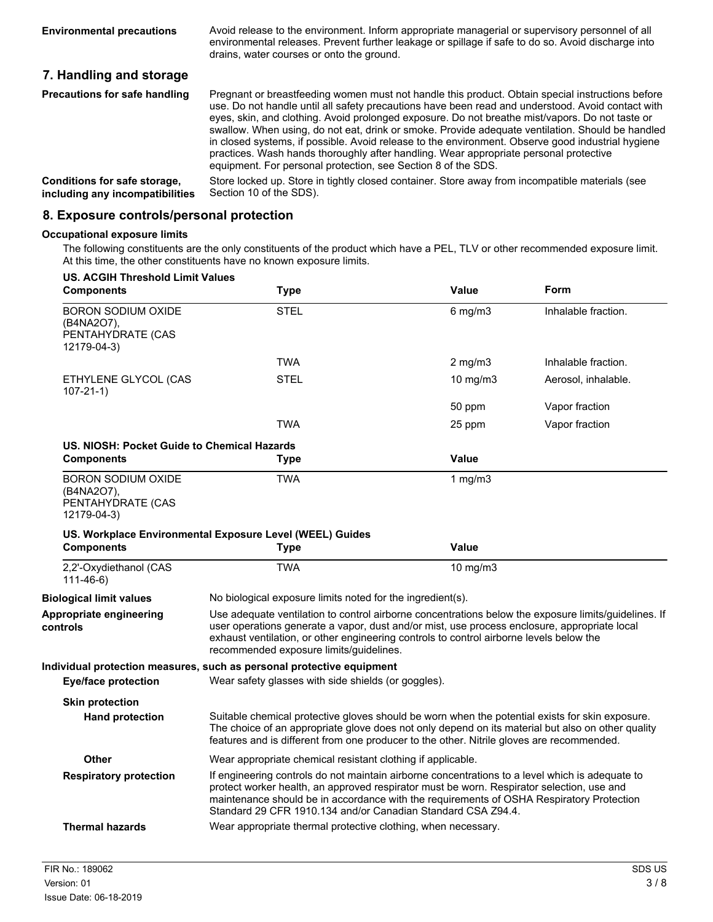**Environmental precautions** Avoid release to the environment. Inform appropriate managerial or supervisory personnel of all environmental releases. Prevent further leakage or spillage if safe to do so. Avoid discharge into drains, water courses or onto the ground.

## 7. Handling and storage

**Precautions for safe handling** Pregnant or breastfeeding women must not handle this product. Obtain special instructions before use. Do not handle until all safety precautions have been read and understood. Avoid contact with eyes, skin, and clothing. Avoid prolonged exposure. Do not breathe mist/vapors. Do not taste or swallow. When using, do not eat, drink or smoke. Provide adequate ventilation. Should be handled in closed systems, if possible. Avoid release to the environment. Observe good industrial hygiene practices. Wash hands thoroughly after handling. Wear appropriate personal protective equipment. For personal protection, see Section 8 of the SDS.

**Conditions for safe storage, including any incompatibilities** Store locked up. Store in tightly closed container. Store away from incompatible materials (see Section 10 of the SDS).

## 8. Exposure controls/personal protection

### Occupational exposure limits

The following constituents are the only constituents of the product which have a PEL, TLV or other recommended exposure limit. At this time, the other constituents have no known exposure limits.

**US. ACGIH Threshold Limit Values**

| Components | Type | Value | Form |
|---|---|---|---|
| BORON SODIUM OXIDE (B4NA2O7), PENTAHYDRATE (CAS 12179-04-3) | STEL | 6 mg/m3 | Inhalable fraction. |
| | TWA | 2 mg/m3 | Inhalable fraction. |
| ETHYLENE GLYCOL (CAS 107-21-1) | STEL | 10 mg/m3 | Aerosol, inhalable. |
| | | 50 ppm | Vapor fraction |
| | TWA | 25 ppm | Vapor fraction |

**US. NIOSH: Pocket Guide to Chemical Hazards**

| Components | Type | Value |
|---|---|---|
| BORON SODIUM OXIDE (B4NA2O7), PENTAHYDRATE (CAS 12179-04-3) | TWA | 1 mg/m3 |

**US. Workplace Environmental Exposure Level (WEEL) Guides**

| Components | Type | Value |
|---|---|---|
| 2,2'-Oxydiethanol (CAS 111-46-6) | TWA | 10 mg/m3 |

**Biological limit values** No biological exposure limits noted for the ingredient(s).

**Appropriate engineering controls** Use adequate ventilation to control airborne concentrations below the exposure limits/guidelines. If user operations generate a vapor, dust and/or mist, use process enclosure, appropriate local exhaust ventilation, or other engineering controls to control airborne levels below the recommended exposure limits/guidelines.

### Individual protection measures, such as personal protective equipment

**Eye/face protection** Wear safety glasses with side shields (or goggles).

**Skin protection**

**Hand protection** Suitable chemical protective gloves should be worn when the potential exists for skin exposure. The choice of an appropriate glove does not only depend on its material but also on other quality features and is different from one producer to the other. Nitrile gloves are recommended.

**Other** Wear appropriate chemical resistant clothing if applicable.

**Respiratory protection** If engineering controls do not maintain airborne concentrations to a level which is adequate to protect worker health, an approved respirator must be worn. Respirator selection, use and maintenance should be in accordance with the requirements of OSHA Respiratory Protection Standard 29 CFR 1910.134 and/or Canadian Standard CSA Z94.4.

**Thermal hazards** Wear appropriate thermal protective clothing, when necessary.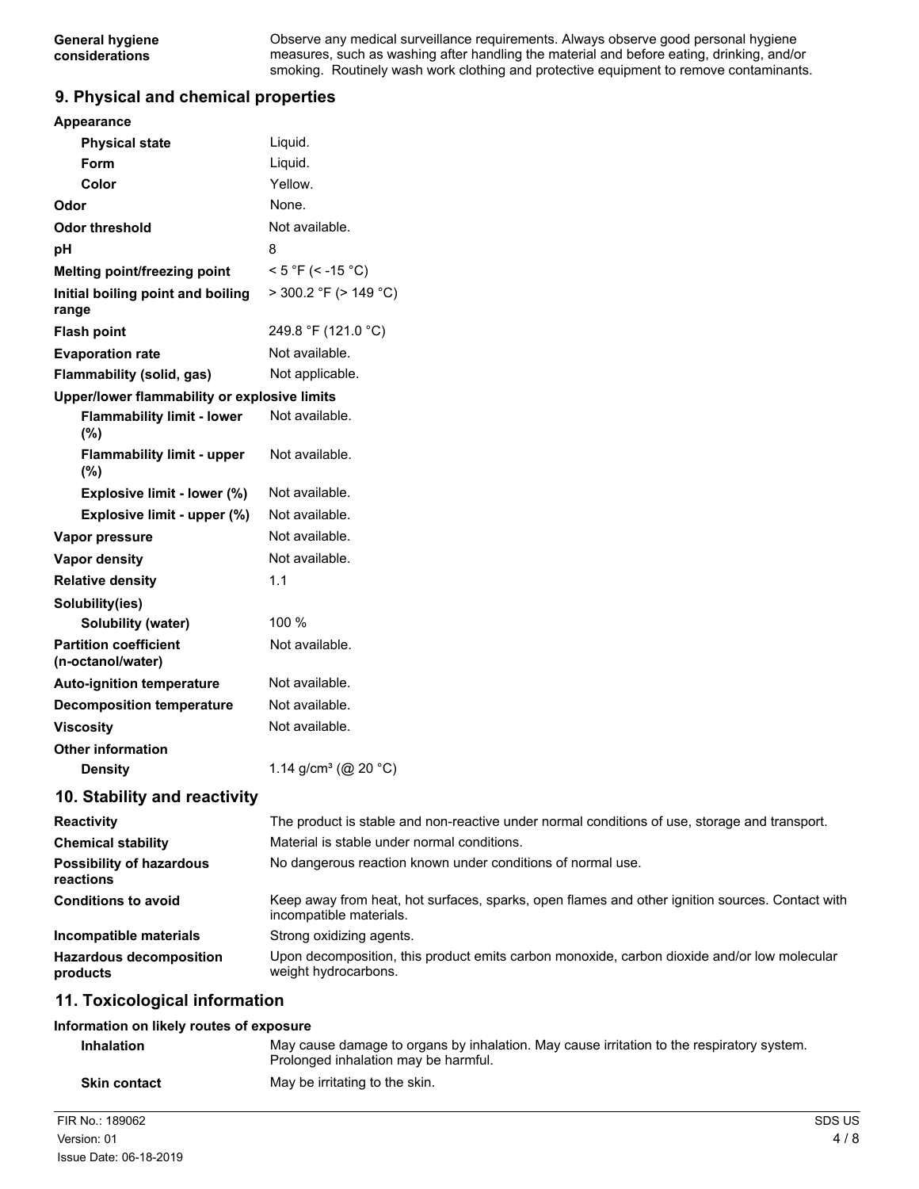| | |
|---|---|
| **General hygiene considerations** | Observe any medical surveillance requirements. Always observe good personal hygiene measures, such as washing after handling the material and before eating, drinking, and/or smoking. Routinely wash work clothing and protective equipment to remove contaminants. |

## 9. Physical and chemical properties

| | |
|---|---|
| **Appearance** | |
| **Physical state** | Liquid. |
| **Form** | Liquid. |
| **Color** | Yellow. |
| **Odor** | None. |
| **Odor threshold** | Not available. |
| **pH** | 8 |
| **Melting point/freezing point** | < 5 °F (< -15 °C) |
| **Initial boiling point and boiling range** | > 300.2 °F (> 149 °C) |
| **Flash point** | 249.8 °F (121.0 °C) |
| **Evaporation rate** | Not available. |
| **Flammability (solid, gas)** | Not applicable. |
| **Upper/lower flammability or explosive limits** | |
| **Flammability limit - lower (%)** | Not available. |
| **Flammability limit - upper (%)** | Not available. |
| **Explosive limit - lower (%)** | Not available. |
| **Explosive limit - upper (%)** | Not available. |
| **Vapor pressure** | Not available. |
| **Vapor density** | Not available. |
| **Relative density** | 1.1 |
| **Solubility(ies)** | |
| **Solubility (water)** | 100 % |
| **Partition coefficient (n-octanol/water)** | Not available. |
| **Auto-ignition temperature** | Not available. |
| **Decomposition temperature** | Not available. |
| **Viscosity** | Not available. |
| **Other information** | |
| **Density** | 1.14 g/cm³ (@ 20 °C) |

## 10. Stability and reactivity

| | |
|---|---|
| **Reactivity** | The product is stable and non-reactive under normal conditions of use, storage and transport. |
| **Chemical stability** | Material is stable under normal conditions. |
| **Possibility of hazardous reactions** | No dangerous reaction known under conditions of normal use. |
| **Conditions to avoid** | Keep away from heat, hot surfaces, sparks, open flames and other ignition sources. Contact with incompatible materials. |
| **Incompatible materials** | Strong oxidizing agents. |
| **Hazardous decomposition products** | Upon decomposition, this product emits carbon monoxide, carbon dioxide and/or low molecular weight hydrocarbons. |

## 11. Toxicological information

**Information on likely routes of exposure**

| | |
|---|---|
| **Inhalation** | May cause damage to organs by inhalation. May cause irritation to the respiratory system. Prolonged inhalation may be harmful. |
| **Skin contact** | May be irritating to the skin. |

FIR No.: 189062
Version: 01
Issue Date: 06-18-2019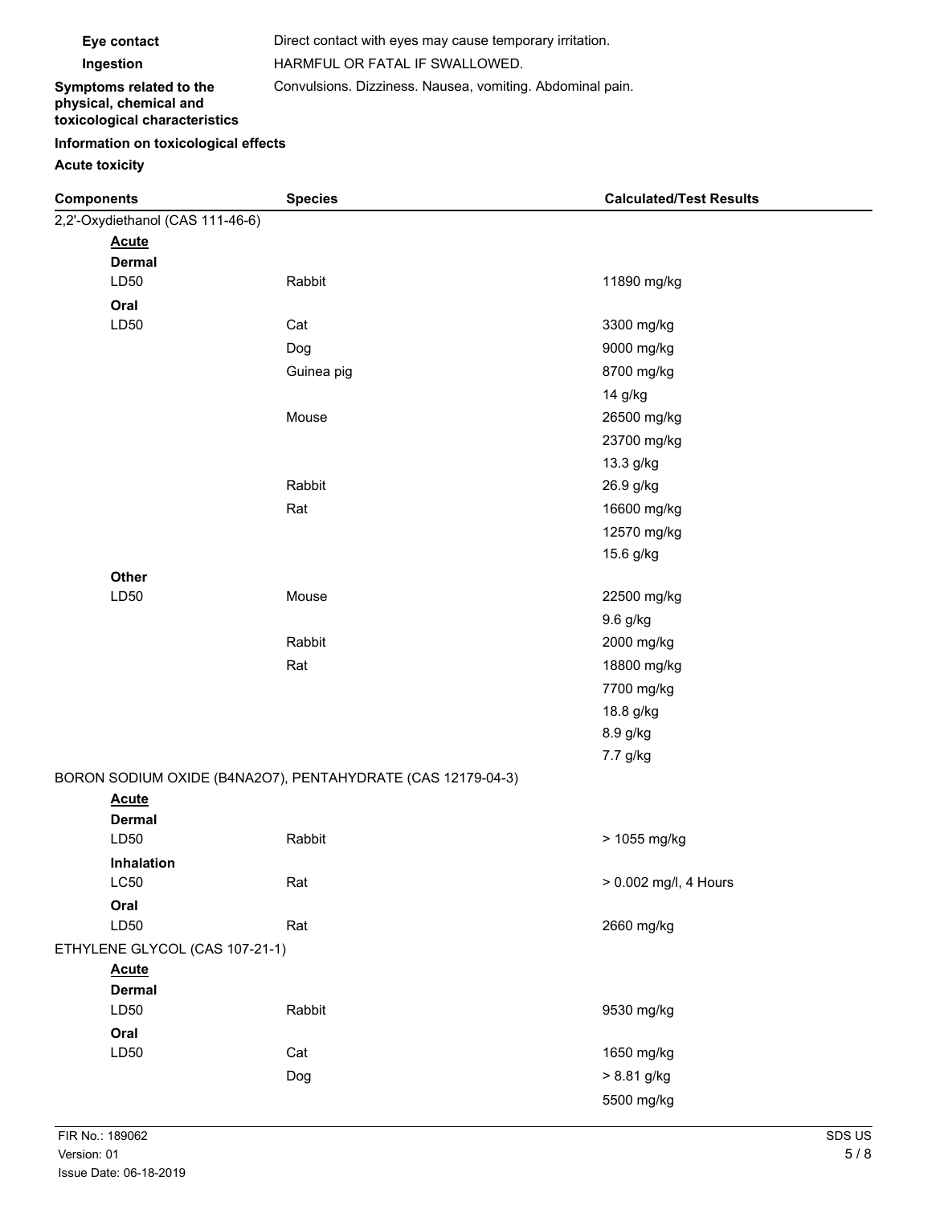| | |
|---|---|
| **Eye contact** | Direct contact with eyes may cause temporary irritation. |
| **Ingestion** | HARMFUL OR FATAL IF SWALLOWED. |
| **Symptoms related to the physical, chemical and toxicological characteristics** | Convulsions. Dizziness. Nausea, vomiting. Abdominal pain. |

**Information on toxicological effects**

**Acute toxicity**

| Components | Species | Calculated/Test Results |
|---|---|---|
| 2,2'-Oxydiethanol (CAS 111-46-6) | | |
| **Acute** | | |
| **Dermal** | | |
| LD50 | Rabbit | 11890 mg/kg |
| **Oral** | | |
| LD50 | Cat | 3300 mg/kg |
| | Dog | 9000 mg/kg |
| | Guinea pig | 8700 mg/kg |
| | | 14 g/kg |
| | Mouse | 26500 mg/kg |
| | | 23700 mg/kg |
| | | 13.3 g/kg |
| | Rabbit | 26.9 g/kg |
| | Rat | 16600 mg/kg |
| | | 12570 mg/kg |
| | | 15.6 g/kg |
| **Other** | | |
| LD50 | Mouse | 22500 mg/kg |
| | | 9.6 g/kg |
| | Rabbit | 2000 mg/kg |
| | Rat | 18800 mg/kg |
| | | 7700 mg/kg |
| | | 18.8 g/kg |
| | | 8.9 g/kg |
| | | 7.7 g/kg |
| BORON SODIUM OXIDE (B4NA2O7), PENTAHYDRATE (CAS 12179-04-3) | | |
| **Acute** | | |
| **Dermal** | | |
| LD50 | Rabbit | > 1055 mg/kg |
| **Inhalation** | | |
| LC50 | Rat | > 0.002 mg/l, 4 Hours |
| **Oral** | | |
| LD50 | Rat | 2660 mg/kg |
| ETHYLENE GLYCOL (CAS 107-21-1) | | |
| **Acute** | | |
| **Dermal** | | |
| LD50 | Rabbit | 9530 mg/kg |
| **Oral** | | |
| LD50 | Cat | 1650 mg/kg |
| | Dog | > 8.81 g/kg |
| | | 5500 mg/kg |

FIR No.: 189062
Version: 01
Issue Date: 06-18-2019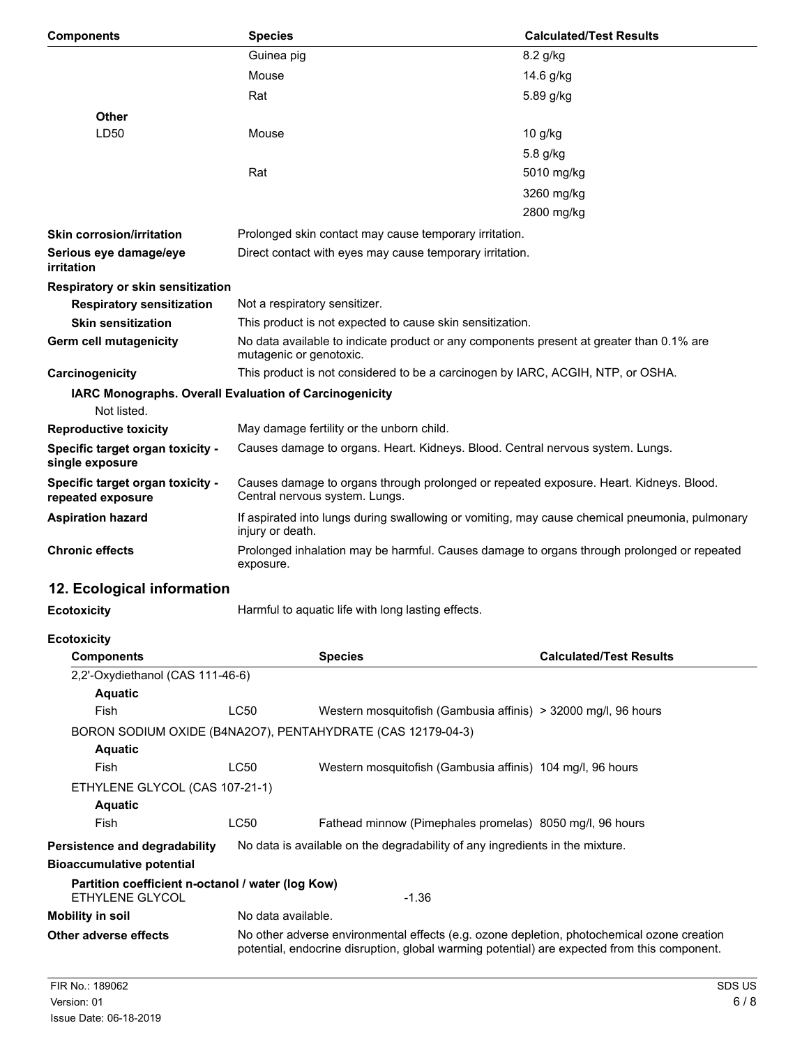| Components | Species | Calculated/Test Results |
|---|---|---|
| | Guinea pig | 8.2 g/kg |
| | Mouse | 14.6 g/kg |
| | Rat | 5.89 g/kg |
| **Other** | | |
| LD50 | Mouse | 10 g/kg |
| | | 5.8 g/kg |
| | Rat | 5010 mg/kg |
| | | 3260 mg/kg |
| | | 2800 mg/kg |

**Skin corrosion/irritation** Prolonged skin contact may cause temporary irritation.

**Serious eye damage/eye irritation** Direct contact with eyes may cause temporary irritation.

**Respiratory or skin sensitization**

**Respiratory sensitization** Not a respiratory sensitizer.

**Skin sensitization** This product is not expected to cause skin sensitization.

**Germ cell mutagenicity** No data available to indicate product or any components present at greater than 0.1% are mutagenic or genotoxic.

**Carcinogenicity** This product is not considered to be a carcinogen by IARC, ACGIH, NTP, or OSHA.

**IARC Monographs. Overall Evaluation of Carcinogenicity**

Not listed.

**Reproductive toxicity** May damage fertility or the unborn child.

**Specific target organ toxicity - single exposure** Causes damage to organs. Heart. Kidneys. Blood. Central nervous system. Lungs.

**Specific target organ toxicity - repeated exposure** Causes damage to organs through prolonged or repeated exposure. Heart. Kidneys. Blood. Central nervous system. Lungs.

**Aspiration hazard** If aspirated into lungs during swallowing or vomiting, may cause chemical pneumonia, pulmonary injury or death.

**Chronic effects** Prolonged inhalation may be harmful. Causes damage to organs through prolonged or repeated exposure.

## 12. Ecological information

**Ecotoxicity** Harmful to aquatic life with long lasting effects.

**Ecotoxicity**

| Components | | Species | Calculated/Test Results |
|---|---|---|---|
| 2,2'-Oxydiethanol (CAS 111-46-6) | | | |
| **Aquatic** | | | |
| Fish | LC50 | Western mosquitofish (Gambusia affinis) | > 32000 mg/l, 96 hours |
| BORON SODIUM OXIDE (B4NA2O7), PENTAHYDRATE (CAS 12179-04-3) | | | |
| **Aquatic** | | | |
| Fish | LC50 | Western mosquitofish (Gambusia affinis) | 104 mg/l, 96 hours |
| ETHYLENE GLYCOL (CAS 107-21-1) | | | |
| **Aquatic** | | | |
| Fish | LC50 | Fathead minnow (Pimephales promelas) | 8050 mg/l, 96 hours |

**Persistence and degradability** No data is available on the degradability of any ingredients in the mixture.

**Bioaccumulative potential**

**Partition coefficient n-octanol / water (log Kow)**

ETHYLENE GLYCOL -1.36

**Mobility in soil** No data available.

**Other adverse effects** No other adverse environmental effects (e.g. ozone depletion, photochemical ozone creation potential, endocrine disruption, global warming potential) are expected from this component.

FIR No.: 189062
Version: 01
Issue Date: 06-18-2019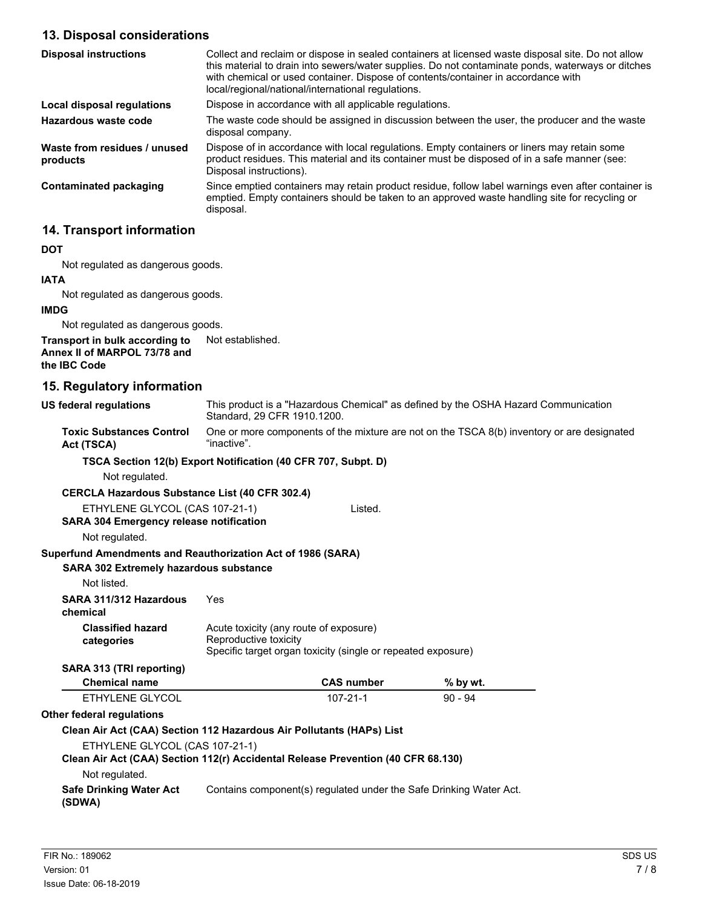## 13. Disposal considerations

**Disposal instructions** Collect and reclaim or dispose in sealed containers at licensed waste disposal site. Do not allow this material to drain into sewers/water supplies. Do not contaminate ponds, waterways or ditches with chemical or used container. Dispose of contents/container in accordance with local/regional/national/international regulations.

**Local disposal regulations** Dispose in accordance with all applicable regulations.

**Hazardous waste code** The waste code should be assigned in discussion between the user, the producer and the waste disposal company.

**Waste from residues / unused products** Dispose of in accordance with local regulations. Empty containers or liners may retain some product residues. This material and its container must be disposed of in a safe manner (see: Disposal instructions).

**Contaminated packaging** Since emptied containers may retain product residue, follow label warnings even after container is emptied. Empty containers should be taken to an approved waste handling site for recycling or disposal.

## 14. Transport information

**DOT**

Not regulated as dangerous goods.

**IATA**

Not regulated as dangerous goods.

**IMDG**

Not regulated as dangerous goods.

**Transport in bulk according to Annex II of MARPOL 73/78 and the IBC Code** Not established.

## 15. Regulatory information

**US federal regulations** This product is a "Hazardous Chemical" as defined by the OSHA Hazard Communication Standard, 29 CFR 1910.1200.

**Toxic Substances Control Act (TSCA)** One or more components of the mixture are not on the TSCA 8(b) inventory or are designated "inactive".

**TSCA Section 12(b) Export Notification (40 CFR 707, Subpt. D)**

Not regulated.

**CERCLA Hazardous Substance List (40 CFR 302.4)**

ETHYLENE GLYCOL (CAS 107-21-1) Listed.

**SARA 304 Emergency release notification**

Not regulated.

**Superfund Amendments and Reauthorization Act of 1986 (SARA)**

**SARA 302 Extremely hazardous substance**

Not listed.

**SARA 311/312 Hazardous chemical** Yes

**Classified hazard categories**
Acute toxicity (any route of exposure)
Reproductive toxicity
Specific target organ toxicity (single or repeated exposure)

**SARA 313 (TRI reporting)**

| Chemical name | CAS number | % by wt. |
|---|---|---|
| ETHYLENE GLYCOL | 107-21-1 | 90 - 94 |

**Other federal regulations**

**Clean Air Act (CAA) Section 112 Hazardous Air Pollutants (HAPs) List**

ETHYLENE GLYCOL (CAS 107-21-1)

**Clean Air Act (CAA) Section 112(r) Accidental Release Prevention (40 CFR 68.130)**

Not regulated.

**Safe Drinking Water Act (SDWA)** Contains component(s) regulated under the Safe Drinking Water Act.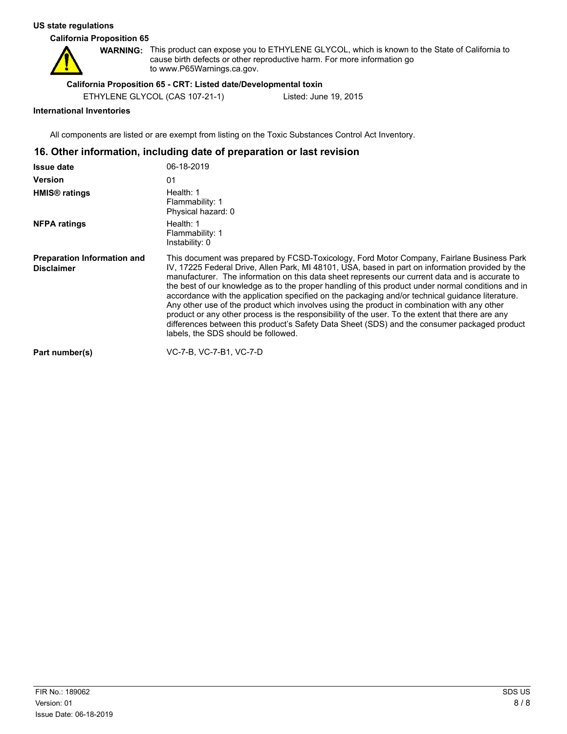**US state regulations**

**California Proposition 65**

**WARNING:** This product can expose you to ETHYLENE GLYCOL, which is known to the State of California to cause birth defects or other reproductive harm. For more information go to www.P65Warnings.ca.gov.

**California Proposition 65 - CRT: Listed date/Developmental toxin**

ETHYLENE GLYCOL (CAS 107-21-1) Listed: June 19, 2015

**International Inventories**

All components are listed or are exempt from listing on the Toxic Substances Control Act Inventory.

## 16. Other information, including date of preparation or last revision

| | |
|---|---|
| **Issue date** | 06-18-2019 |
| **Version** | 01 |
| **HMIS® ratings** | Health: 1<br>Flammability: 1<br>Physical hazard: 0 |
| **NFPA ratings** | Health: 1<br>Flammability: 1<br>Instability: 0 |
| **Preparation Information and Disclaimer** | This document was prepared by FCSD-Toxicology, Ford Motor Company, Fairlane Business Park IV, 17225 Federal Drive, Allen Park, MI 48101, USA, based in part on information provided by the manufacturer. The information on this data sheet represents our current data and is accurate to the best of our knowledge as to the proper handling of this product under normal conditions and in accordance with the application specified on the packaging and/or technical guidance literature. Any other use of the product which involves using the product in combination with any other product or any other process is the responsibility of the user. To the extent that there are any differences between this product's Safety Data Sheet (SDS) and the consumer packaged product labels, the SDS should be followed. |
| **Part number(s)** | VC-7-B, VC-7-B1, VC-7-D |